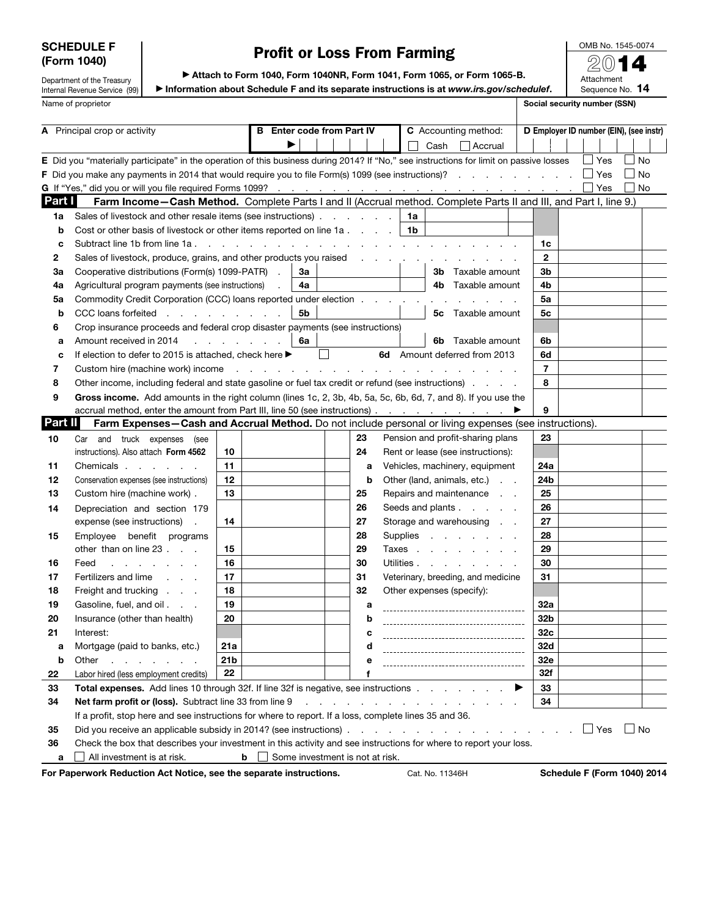**SCHEDULE F (Form 1040)**

Department of the Treasury
Internal Revenue Service (99)

# Profit or Loss From Farming

▶ Attach to Form 1040, Form 1040NR, Form 1041, Form 1065, or Form 1065-B.

▶ Information about Schedule F and its separate instructions is at *www.irs.gov/schedulef*.

OMB No. 1545-0074

**2014**

Attachment Sequence No. **14**

Name of proprietor | Social security number (SSN)

| A Principal crop or activity | B Enter code from Part IV ▶ | C Accounting method: ☐ Cash ☐ Accrual | D Employer ID number (EIN), (see instr) |
|---|---|---|---|

**E** Did you "materially participate" in the operation of this business during 2014? If "No," see instructions for limit on passive losses ☐ Yes ☐ No

**F** Did you make any payments in 2014 that would require you to file Form(s) 1099 (see instructions)? ☐ Yes ☐ No

**G** If "Yes," did you or will you file required Forms 1099? ☐ Yes ☐ No

## Part I Farm Income—Cash Method. Complete Parts I and II (Accrual method. Complete Parts II and III, and Part I, line 9.)

| Line | Description | | | |
|---|---|---|---|---|
| 1a | Sales of livestock and other resale items (see instructions) | 1a | | |
| b | Cost or other basis of livestock or other items reported on line 1a | 1b | | |
| c | Subtract line 1b from line 1a | | 1c | |
| 2 | Sales of livestock, produce, grains, and other products you raised | | 2 | |
| 3a | Cooperative distributions (Form(s) 1099-PATR) | 3a | 3b Taxable amount | 3b |
| 4a | Agricultural program payments (see instructions) | 4a | 4b Taxable amount | 4b |
| 5a | Commodity Credit Corporation (CCC) loans reported under election | | | 5a |
| b | CCC loans forfeited | 5b | 5c Taxable amount | 5c |
| 6 | Crop insurance proceeds and federal crop disaster payments (see instructions) | | | |
| a | Amount received in 2014 | 6a | 6b Taxable amount | 6b |
| c | If election to defer to 2015 is attached, check here ▶ ☐ | | 6d Amount deferred from 2013 | 6d |
| 7 | Custom hire (machine work) income | | | 7 |
| 8 | Other income, including federal and state gasoline or fuel tax credit or refund (see instructions) | | | 8 |
| 9 | **Gross income.** Add amounts in the right column (lines 1c, 2, 3b, 4b, 5a, 5c, 6b, 6d, 7, and 8). If you use the accrual method, enter the amount from Part III, line 50 (see instructions) ▶ | | | 9 |

## Part II Farm Expenses—Cash and Accrual Method. Do not include personal or living expenses (see instructions).

| Line | Description | | Line | Description | |
|---|---|---|---|---|---|
| 10 | Car and truck expenses (see instructions). Also attach **Form 4562** | 10 | 23 | Pension and profit-sharing plans | 23 |
| 11 | Chemicals | 11 | 24 | Rent or lease (see instructions): | |
| 12 | Conservation expenses (see instructions) | 12 | a | Vehicles, machinery, equipment | 24a |
| 13 | Custom hire (machine work) | 13 | b | Other (land, animals, etc.) | 24b |
| 14 | Depreciation and section 179 expense (see instructions) | 14 | 25 | Repairs and maintenance | 25 |
| 15 | Employee benefit programs other than on line 23 | 15 | 26 | Seeds and plants | 26 |
| 16 | Feed | 16 | 27 | Storage and warehousing | 27 |
| 17 | Fertilizers and lime | 17 | 28 | Supplies | 28 |
| 18 | Freight and trucking | 18 | 29 | Taxes | 29 |
| 19 | Gasoline, fuel, and oil | 19 | 30 | Utilities | 30 |
| 20 | Insurance (other than health) | 20 | 31 | Veterinary, breeding, and medicine | 31 |
| 21 | Interest: | | 32 | Other expenses (specify): | |
| a | Mortgage (paid to banks, etc.) | 21a | a | | 32a |
| b | Other | 21b | b | | 32b |
| 22 | Labor hired (less employment credits) | 22 | c | | 32c |
| | | | d | | 32d |
| | | | e | | 32e |
| | | | f | | 32f |

| Line | Description | |
|---|---|---|
| 33 | **Total expenses.** Add lines 10 through 32f. If line 32f is negative, see instructions ▶ | 33 |
| 34 | **Net farm profit or (loss).** Subtract line 33 from line 9 | 34 |

If a profit, stop here and see instructions for where to report. If a loss, complete lines 35 and 36.

**35** Did you receive an applicable subsidy in 2014? (see instructions) ☐ Yes ☐ No

**36** Check the box that describes your investment in this activity and see instructions for where to report your loss.

**a** ☐ All investment is at risk. **b** ☐ Some investment is not at risk.

**For Paperwork Reduction Act Notice, see the separate instructions.** Cat. No. 11346H **Schedule F (Form 1040) 2014**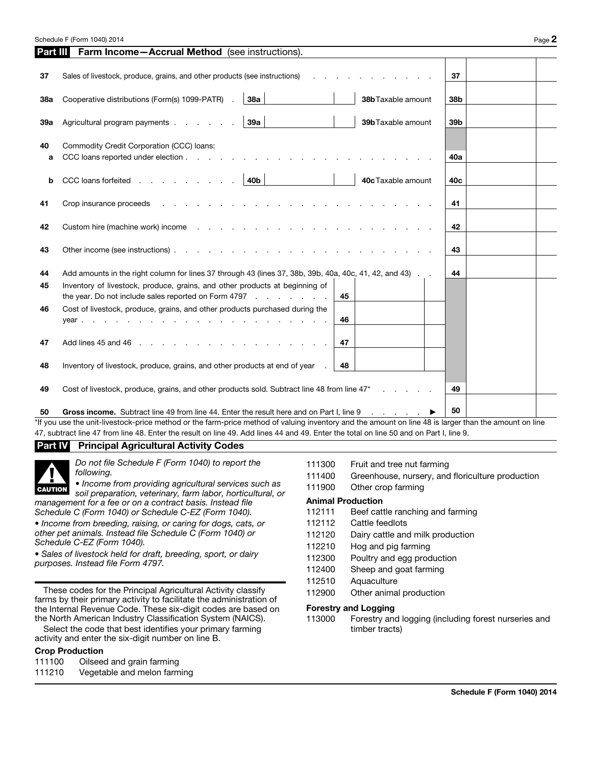## Part III Farm Income—Accrual Method (see instructions).

| | | | | | |
|---|---|---|---|---|---|
| 37 | Sales of livestock, produce, grains, and other products (see instructions) | | | 37 | |
| 38a | Cooperative distributions (Form(s) 1099-PATR) | 38a | 38b Taxable amount | 38b | |
| 39a | Agricultural program payments | 39a | 39b Taxable amount | 39b | |
| 40 | Commodity Credit Corporation (CCC) loans: | | | | |
| a | CCC loans reported under election | | | 40a | |
| b | CCC loans forfeited | 40b | 40c Taxable amount | 40c | |
| 41 | Crop insurance proceeds | | | 41 | |
| 42 | Custom hire (machine work) income | | | 42 | |
| 43 | Other income (see instructions) | | | 43 | |
| 44 | Add amounts in the right column for lines 37 through 43 (lines 37, 38b, 39b, 40a, 40c, 41, 42, and 43) | | | 44 | |
| 45 | Inventory of livestock, produce, grains, and other products at beginning of the year. Do not include sales reported on Form 4797 | 45 | | | |
| 46 | Cost of livestock, produce, grains, and other products purchased during the year | 46 | | | |
| 47 | Add lines 45 and 46 | 47 | | | |
| 48 | Inventory of livestock, produce, grains, and other products at end of year | 48 | | | |
| 49 | Cost of livestock, produce, grains, and other products sold. Subtract line 48 from line 47* | | | 49 | |
| 50 | **Gross income.** Subtract line 49 from line 44. Enter the result here and on Part I, line 9 ▶ | | | 50 | |

*If you use the unit-livestock-price method or the farm-price method of valuing inventory and the amount on line 48 is larger than the amount on line 47, subtract line 47 from line 48. Enter the result on line 49. Add lines 44 and 49. Enter the total on line 50 and on Part I, line 9.

## Part IV Principal Agricultural Activity Codes

**CAUTION** *Do not file Schedule F (Form 1040) to report the following.*

- *Income from providing agricultural services such as soil preparation, veterinary, farm labor, horticultural, or management for a fee or on a contract basis. Instead file Schedule C (Form 1040) or Schedule C-EZ (Form 1040).*
- *Income from breeding, raising, or caring for dogs, cats, or other pet animals. Instead file Schedule C (Form 1040) or Schedule C-EZ (Form 1040).*
- *Sales of livestock held for draft, breeding, sport, or dairy purposes. Instead file Form 4797.*

These codes for the Principal Agricultural Activity classify farms by their primary activity to facilitate the administration of the Internal Revenue Code. These six-digit codes are based on the North American Industry Classification System (NAICS).

Select the code that best identifies your primary farming activity and enter the six-digit number on line B.

**Crop Production**

111100 Oilseed and grain farming
111210 Vegetable and melon farming
111300 Fruit and tree nut farming
111400 Greenhouse, nursery, and floriculture production
111900 Other crop farming

**Animal Production**

112111 Beef cattle ranching and farming
112112 Cattle feedlots
112120 Dairy cattle and milk production
112210 Hog and pig farming
112300 Poultry and egg production
112400 Sheep and goat farming
112510 Aquaculture
112900 Other animal production

**Forestry and Logging**

113000 Forestry and logging (including forest nurseries and timber tracts)